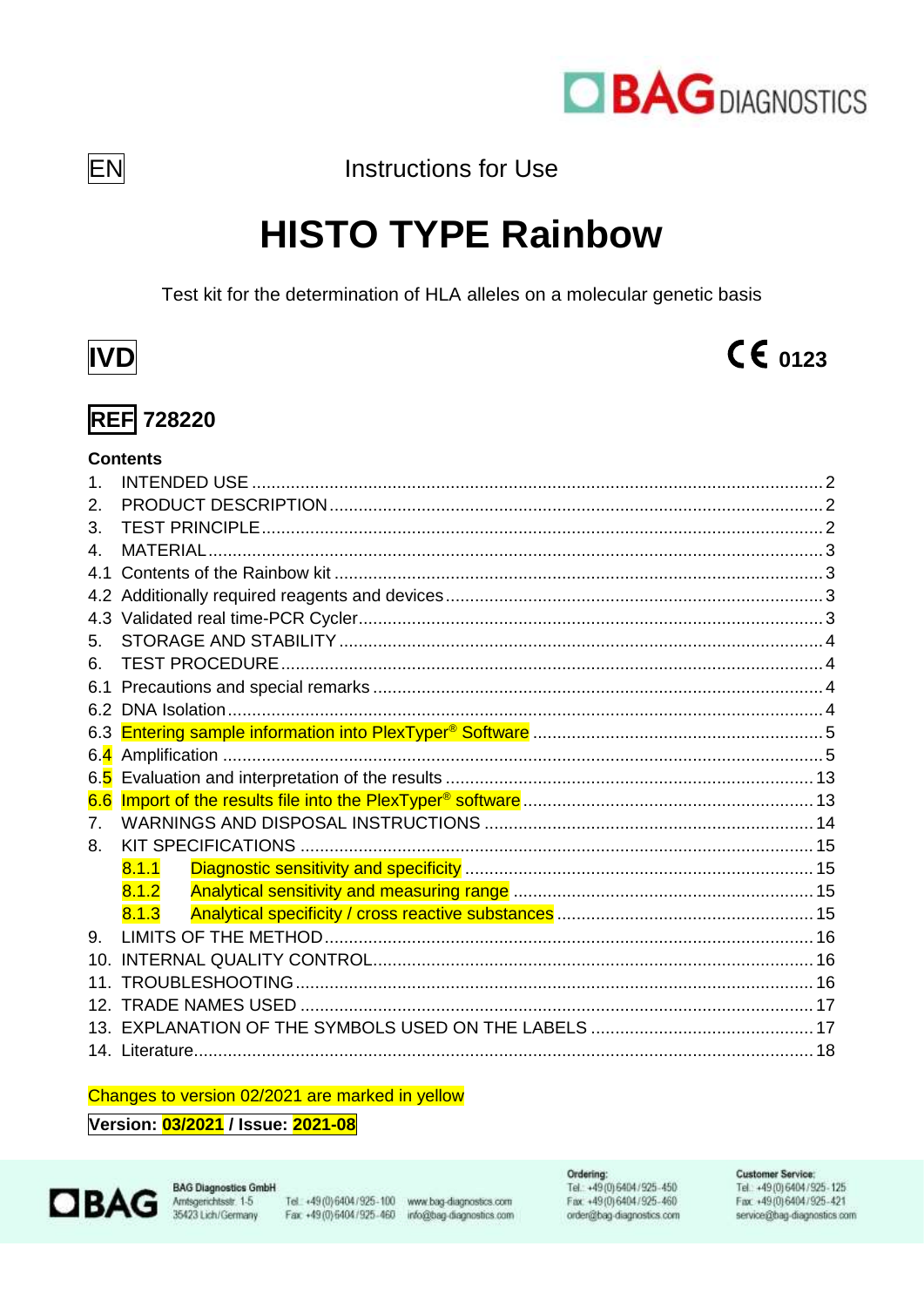EN

Instructions for Use

# HISTO TYPE Rainbow

Test kit for the determination of HLA alleles on a molecular genetic basis

IVD

CE 0123

**REF 728220**

**Contents**

1. INTENDED USE ..... 2
2. PRODUCT DESCRIPTION ..... 2
3. TEST PRINCIPLE ..... 2
4. MATERIAL ..... 3
4.1 Contents of the Rainbow kit ..... 3
4.2 Additionally required reagents and devices ..... 3
4.3 Validated real time-PCR Cycler ..... 3
5. STORAGE AND STABILITY ..... 4
6. TEST PROCEDURE ..... 4
6.1 Precautions and special remarks ..... 4
6.2 DNA Isolation ..... 4
6.3 Entering sample information into PlexTyper® Software ..... 5
6.4 Amplification ..... 5
6.5 Evaluation and interpretation of the results ..... 13
6.6 Import of the results file into the PlexTyper® software ..... 13
7. WARNINGS AND DISPOSAL INSTRUCTIONS ..... 14
8. KIT SPECIFICATIONS ..... 15
   8.1.1 Diagnostic sensitivity and specificity ..... 15
   8.1.2 Analytical sensitivity and measuring range ..... 15
   8.1.3 Analytical specificity / cross reactive substances ..... 15
9. LIMITS OF THE METHOD ..... 16
10. INTERNAL QUALITY CONTROL ..... 16
11. TROUBLESHOOTING ..... 16
12. TRADE NAMES USED ..... 17
13. EXPLANATION OF THE SYMBOLS USED ON THE LABELS ..... 17
14. Literature ..... 18

Changes to version 02/2021 are marked in yellow

**Version: 03/2021 / Issue: 2021-08**

BAG Diagnostics GmbH
Amtsgerichtsstr. 1-5
35423 Lich/Germany

Tel.: +49(0)6404/925-100
Fax: +49(0)6404/925-460

www.bag-diagnostics.com
info@bag-diagnostics.com

Ordering:
Tel.: +49(0)6404/925-450
Fax: +49(0)6404/925-460
order@bag-diagnostics.com

Customer Service:
Tel.: +49(0)6404/925-125
Fax: +49(0)6404/925-421
service@bag-diagnostics.com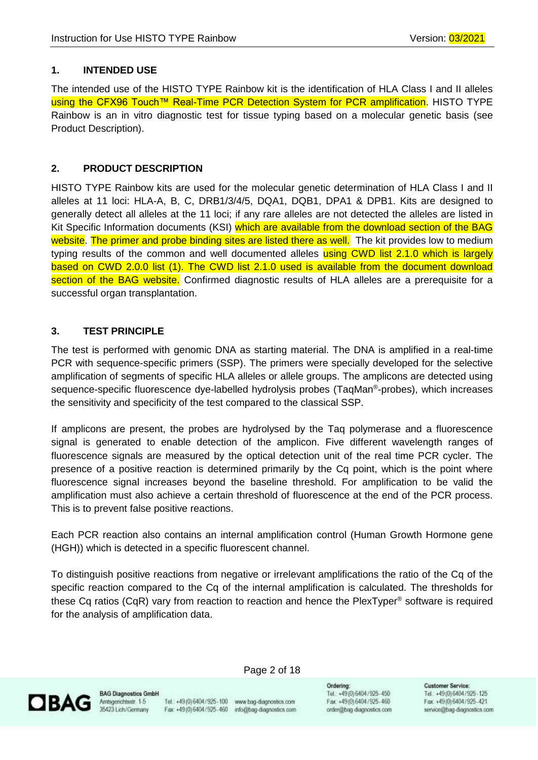## 1. INTENDED USE

The intended use of the HISTO TYPE Rainbow kit is the identification of HLA Class I and II alleles using the CFX96 Touch™ Real-Time PCR Detection System for PCR amplification. HISTO TYPE Rainbow is an in vitro diagnostic test for tissue typing based on a molecular genetic basis (see Product Description).

## 2. PRODUCT DESCRIPTION

HISTO TYPE Rainbow kits are used for the molecular genetic determination of HLA Class I and II alleles at 11 loci: HLA-A, B, C, DRB1/3/4/5, DQA1, DQB1, DPA1 & DPB1. Kits are designed to generally detect all alleles at the 11 loci; if any rare alleles are not detected the alleles are listed in Kit Specific Information documents (KSI) which are available from the download section of the BAG website. The primer and probe binding sites are listed there as well. The kit provides low to medium typing results of the common and well documented alleles using CWD list 2.1.0 which is largely based on CWD 2.0.0 list (1). The CWD list 2.1.0 used is available from the document download section of the BAG website. Confirmed diagnostic results of HLA alleles are a prerequisite for a successful organ transplantation.

## 3. TEST PRINCIPLE

The test is performed with genomic DNA as starting material. The DNA is amplified in a real-time PCR with sequence-specific primers (SSP). The primers were specially developed for the selective amplification of segments of specific HLA alleles or allele groups. The amplicons are detected using sequence-specific fluorescence dye-labelled hydrolysis probes (TaqMan®-probes), which increases the sensitivity and specificity of the test compared to the classical SSP.

If amplicons are present, the probes are hydrolysed by the Taq polymerase and a fluorescence signal is generated to enable detection of the amplicon. Five different wavelength ranges of fluorescence signals are measured by the optical detection unit of the real time PCR cycler. The presence of a positive reaction is determined primarily by the Cq point, which is the point where fluorescence signal increases beyond the baseline threshold. For amplification to be valid the amplification must also achieve a certain threshold of fluorescence at the end of the PCR process. This is to prevent false positive reactions.

Each PCR reaction also contains an internal amplification control (Human Growth Hormone gene (HGH)) which is detected in a specific fluorescent channel.

To distinguish positive reactions from negative or irrelevant amplifications the ratio of the Cq of the specific reaction compared to the Cq of the internal amplification is calculated. The thresholds for these Cq ratios (CqR) vary from reaction to reaction and hence the PlexTyper® software is required for the analysis of amplification data.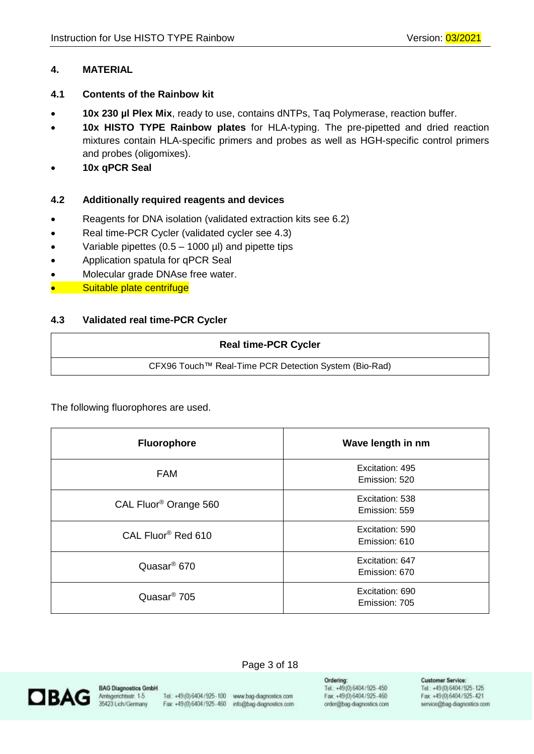## 4. MATERIAL

### 4.1 Contents of the Rainbow kit

- **10x 230 µl Plex Mix**, ready to use, contains dNTPs, Taq Polymerase, reaction buffer.
- **10x HISTO TYPE Rainbow plates** for HLA-typing. The pre-pipetted and dried reaction mixtures contain HLA-specific primers and probes as well as HGH-specific control primers and probes (oligomixes).
- **10x qPCR Seal**

### 4.2 Additionally required reagents and devices

- Reagents for DNA isolation (validated extraction kits see 6.2)
- Real time-PCR Cycler (validated cycler see 4.3)
- Variable pipettes (0.5 – 1000 µl) and pipette tips
- Application spatula for qPCR Seal
- Molecular grade DNAse free water.
- Suitable plate centrifuge

### 4.3 Validated real time-PCR Cycler

| Real time-PCR Cycler |
|---|
| CFX96 Touch™ Real-Time PCR Detection System (Bio-Rad) |

The following fluorophores are used.

| Fluorophore | Wave length in nm |
|---|---|
| FAM | Excitation: 495<br>Emission: 520 |
| CAL Fluor® Orange 560 | Excitation: 538<br>Emission: 559 |
| CAL Fluor® Red 610 | Excitation: 590<br>Emission: 610 |
| Quasar® 670 | Excitation: 647<br>Emission: 670 |
| Quasar® 705 | Excitation: 690<br>Emission: 705 |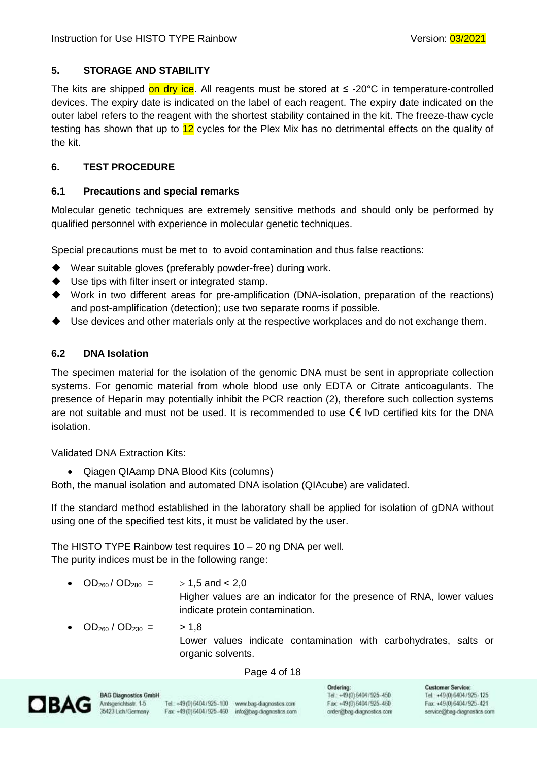## 5. STORAGE AND STABILITY

The kits are shipped on dry ice. All reagents must be stored at ≤ -20°C in temperature-controlled devices. The expiry date is indicated on the label of each reagent. The expiry date indicated on the outer label refers to the reagent with the shortest stability contained in the kit. The freeze-thaw cycle testing has shown that up to 12 cycles for the Plex Mix has no detrimental effects on the quality of the kit.

## 6. TEST PROCEDURE

### 6.1 Precautions and special remarks

Molecular genetic techniques are extremely sensitive methods and should only be performed by qualified personnel with experience in molecular genetic techniques.

Special precautions must be met to  to avoid contamination and thus false reactions:

- Wear suitable gloves (preferably powder-free) during work.
- Use tips with filter insert or integrated stamp.
- Work in two different areas for pre-amplification (DNA-isolation, preparation of the reactions) and post-amplification (detection); use two separate rooms if possible.
- Use devices and other materials only at the respective workplaces and do not exchange them.

### 6.2 DNA Isolation

The specimen material for the isolation of the genomic DNA must be sent in appropriate collection systems. For genomic material from whole blood use only EDTA or Citrate anticoagulants. The presence of Heparin may potentially inhibit the PCR reaction (2), therefore such collection systems are not suitable and must not be used. It is recommended to use CE IvD certified kits for the DNA isolation.

Validated DNA Extraction Kits:

- Qiagen QIAamp DNA Blood Kits (columns)

Both, the manual isolation and automated DNA isolation (QIAcube) are validated.

If the standard method established in the laboratory shall be applied for isolation of gDNA without using one of the specified test kits, it must be validated by the user.

The HISTO TYPE Rainbow test requires 10 – 20 ng DNA per well.
The purity indices must be in the following range:

- $OD_{260} / OD_{280}$ = > 1,5 and < 2,0
  Higher values are an indicator for the presence of RNA, lower values indicate protein contamination.
- $OD_{260} / OD_{230}$ = > 1,8
  Lower values indicate contamination with carbohydrates, salts or organic solvents.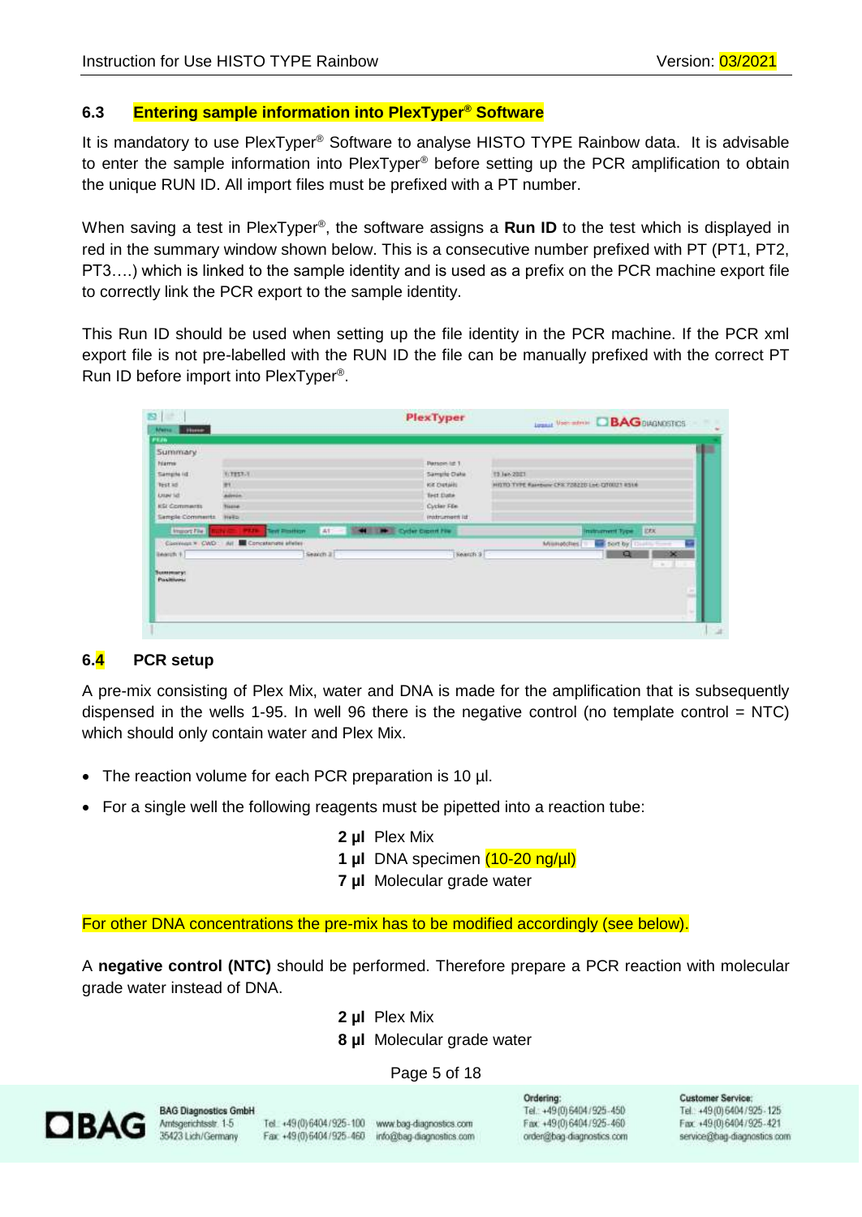### 6.3 Entering sample information into PlexTyper® Software

It is mandatory to use PlexTyper® Software to analyse HISTO TYPE Rainbow data. It is advisable to enter the sample information into PlexTyper® before setting up the PCR amplification to obtain the unique RUN ID. All import files must be prefixed with a PT number.

When saving a test in PlexTyper®, the software assigns a **Run ID** to the test which is displayed in red in the summary window shown below. This is a consecutive number prefixed with PT (PT1, PT2, PT3….) which is linked to the sample identity and is used as a prefix on the PCR machine export file to correctly link the PCR export to the sample identity.

This Run ID should be used when setting up the file identity in the PCR machine. If the PCR xml export file is not pre-labelled with the RUN ID the file can be manually prefixed with the correct PT Run ID before import into PlexTyper®.

### 6.4 PCR setup

A pre-mix consisting of Plex Mix, water and DNA is made for the amplification that is subsequently dispensed in the wells 1-95. In well 96 there is the negative control (no template control = NTC) which should only contain water and Plex Mix.

- The reaction volume for each PCR preparation is 10 µl.
- For a single well the following reagents must be pipetted into a reaction tube:

**2 µl** Plex Mix
**1 µl** DNA specimen (10-20 ng/µl)
**7 µl** Molecular grade water

For other DNA concentrations the pre-mix has to be modified accordingly (see below).

A **negative control (NTC)** should be performed. Therefore prepare a PCR reaction with molecular grade water instead of DNA.

**2 µl** Plex Mix
**8 µl** Molecular grade water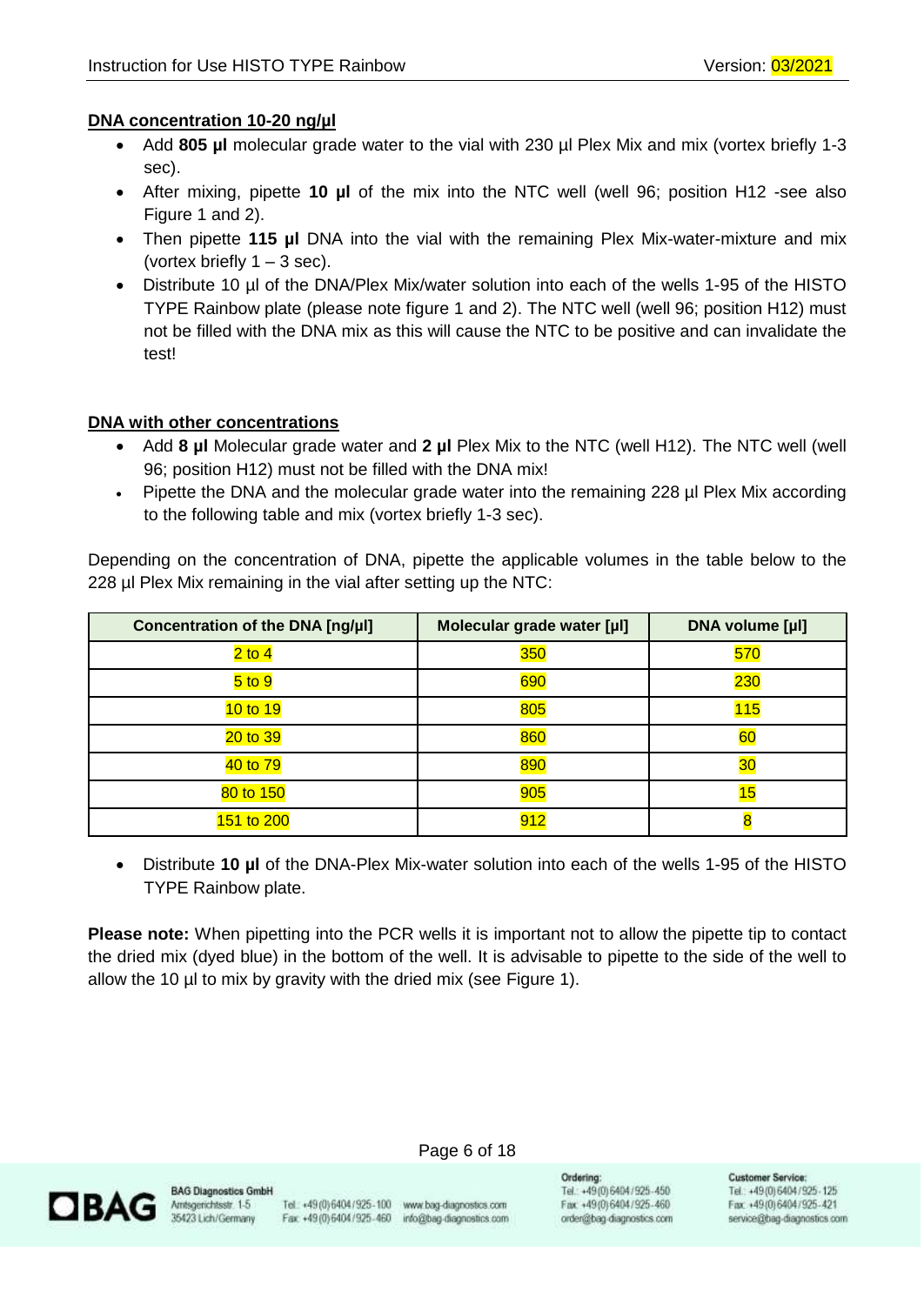**DNA concentration 10-20 ng/µl**

- Add **805 µl** molecular grade water to the vial with 230 µl Plex Mix and mix (vortex briefly 1-3 sec).
- After mixing, pipette **10 µl** of the mix into the NTC well (well 96; position H12 -see also Figure 1 and 2).
- Then pipette **115 µl** DNA into the vial with the remaining Plex Mix-water-mixture and mix (vortex briefly 1 – 3 sec).
- Distribute 10 µl of the DNA/Plex Mix/water solution into each of the wells 1-95 of the HISTO TYPE Rainbow plate (please note figure 1 and 2). The NTC well (well 96; position H12) must not be filled with the DNA mix as this will cause the NTC to be positive and can invalidate the test!

**DNA with other concentrations**

- Add **8 µl** Molecular grade water and **2 µl** Plex Mix to the NTC (well H12). The NTC well (well 96; position H12) must not be filled with the DNA mix!
- Pipette the DNA and the molecular grade water into the remaining 228 µl Plex Mix according to the following table and mix (vortex briefly 1-3 sec).

Depending on the concentration of DNA, pipette the applicable volumes in the table below to the 228 µl Plex Mix remaining in the vial after setting up the NTC:

| Concentration of the DNA [ng/µl] | Molecular grade water [µl] | DNA volume [µl] |
|---|---|---|
| 2 to 4 | 350 | 570 |
| 5 to 9 | 690 | 230 |
| 10 to 19 | 805 | 115 |
| 20 to 39 | 860 | 60 |
| 40 to 79 | 890 | 30 |
| 80 to 150 | 905 | 15 |
| 151 to 200 | 912 | 8 |

- Distribute **10 µl** of the DNA-Plex Mix-water solution into each of the wells 1-95 of the HISTO TYPE Rainbow plate.

**Please note:** When pipetting into the PCR wells it is important not to allow the pipette tip to contact the dried mix (dyed blue) in the bottom of the well. It is advisable to pipette to the side of the well to allow the 10 µl to mix by gravity with the dried mix (see Figure 1).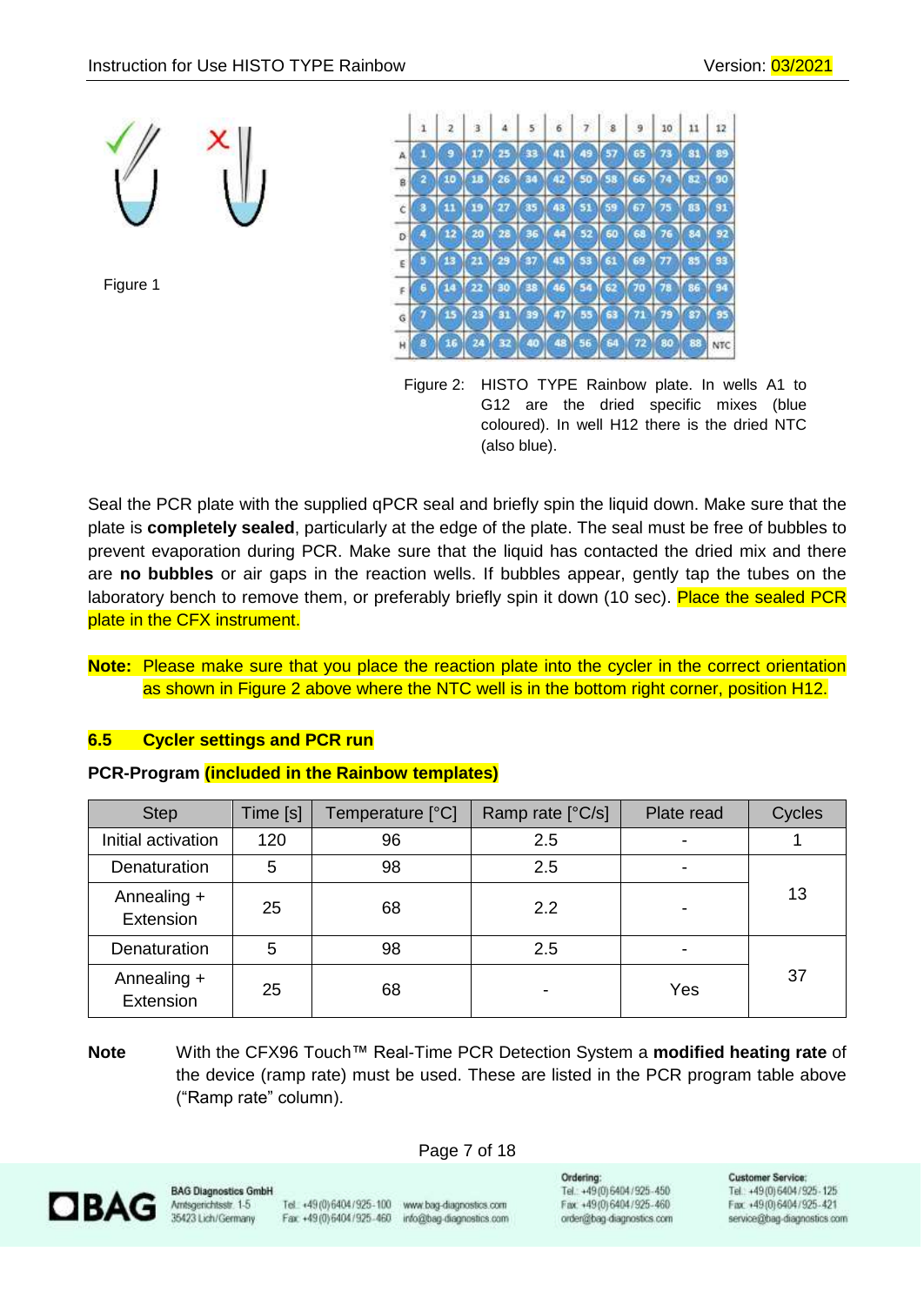Figure 1

Figure 2: HISTO TYPE Rainbow plate. In wells A1 to G12 are the dried specific mixes (blue coloured). In well H12 there is the dried NTC (also blue).

Seal the PCR plate with the supplied qPCR seal and briefly spin the liquid down. Make sure that the plate is **completely sealed**, particularly at the edge of the plate. The seal must be free of bubbles to prevent evaporation during PCR. Make sure that the liquid has contacted the dried mix and there are **no bubbles** or air gaps in the reaction wells. If bubbles appear, gently tap the tubes on the laboratory bench to remove them, or preferably briefly spin it down (10 sec). Place the sealed PCR plate in the CFX instrument.

**Note:** Please make sure that you place the reaction plate into the cycler in the correct orientation as shown in Figure 2 above where the NTC well is in the bottom right corner, position H12.

## 6.5 Cycler settings and PCR run

**PCR-Program (included in the Rainbow templates)**

| Step | Time [s] | Temperature [°C] | Ramp rate [°C/s] | Plate read | Cycles |
|---|---|---|---|---|---|
| Initial activation | 120 | 96 | 2.5 | - | 1 |
| Denaturation | 5 | 98 | 2.5 | - | 13 |
| Annealing + Extension | 25 | 68 | 2.2 | - | |
| Denaturation | 5 | 98 | 2.5 | - | 37 |
| Annealing + Extension | 25 | 68 | - | Yes | |

**Note** With the CFX96 Touch™ Real-Time PCR Detection System a **modified heating rate** of the device (ramp rate) must be used. These are listed in the PCR program table above ("Ramp rate" column).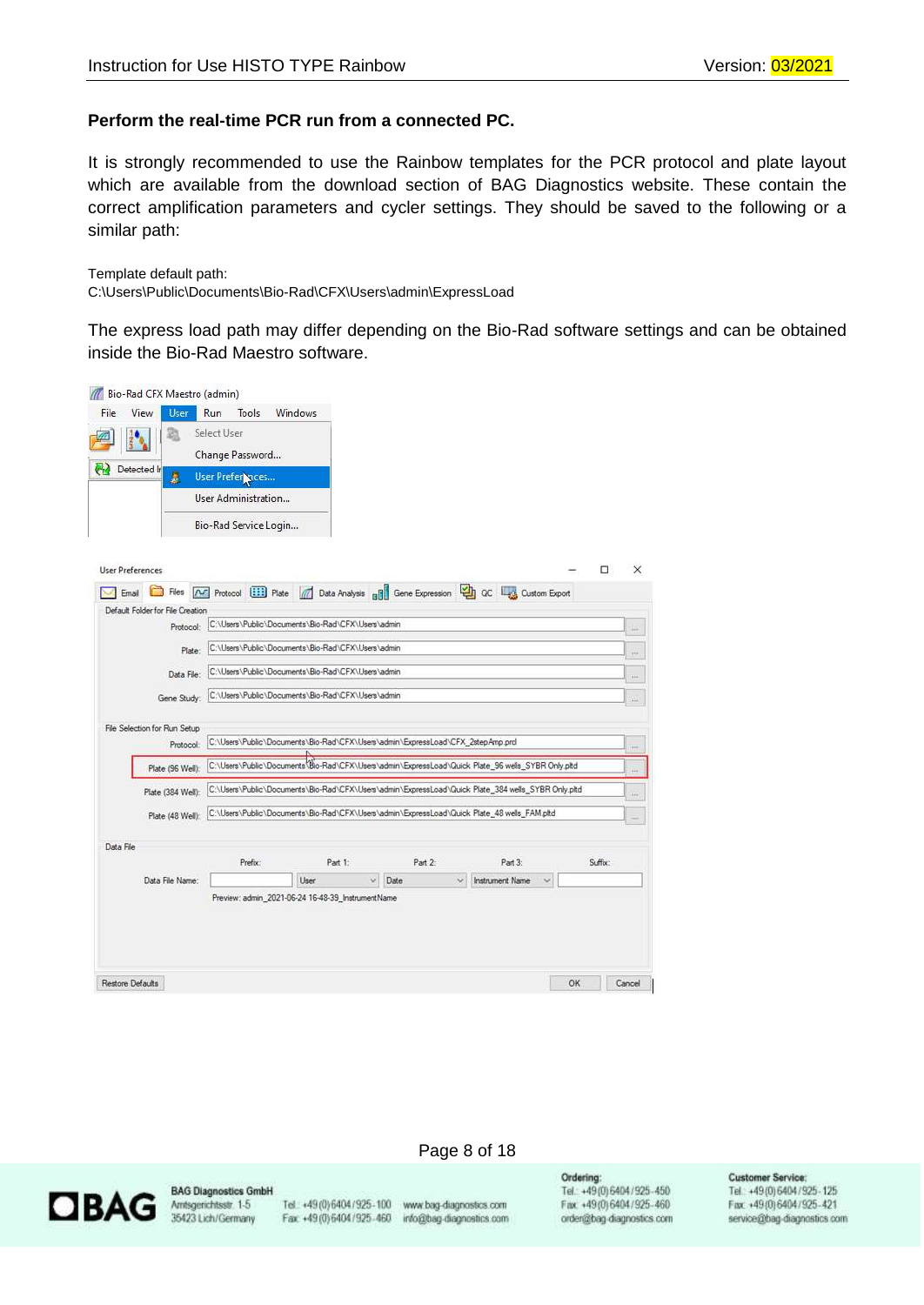**Perform the real-time PCR run from a connected PC.**

It is strongly recommended to use the Rainbow templates for the PCR protocol and plate layout which are available from the download section of BAG Diagnostics website. These contain the correct amplification parameters and cycler settings. They should be saved to the following or a similar path:

Template default path:
C:\Users\Public\Documents\Bio-Rad\CFX\Users\admin\ExpressLoad

The express load path may differ depending on the Bio-Rad software settings and can be obtained inside the Bio-Rad Maestro software.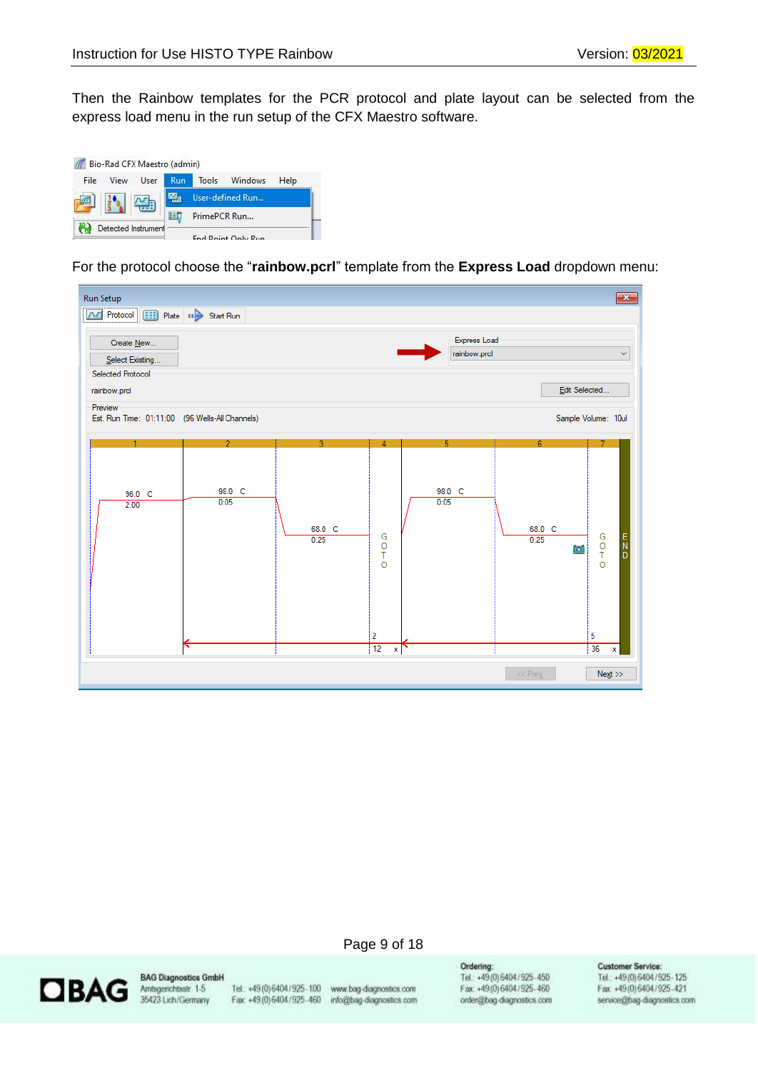Then the Rainbow templates for the PCR protocol and plate layout can be selected from the express load menu in the run setup of the CFX Maestro software.

For the protocol choose the "**rainbow.prcl**" template from the **Express Load** dropdown menu: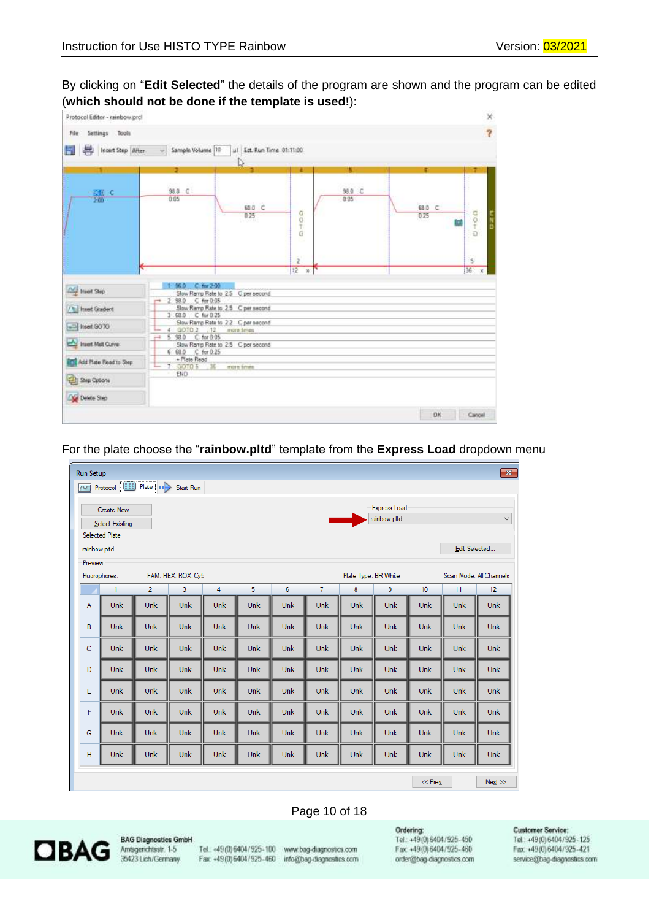By clicking on “**Edit Selected**” the details of the program are shown and the program can be edited (**which should not be done if the template is used!**):

For the plate choose the “**rainbow.pltd**” template from the **Express Load** dropdown menu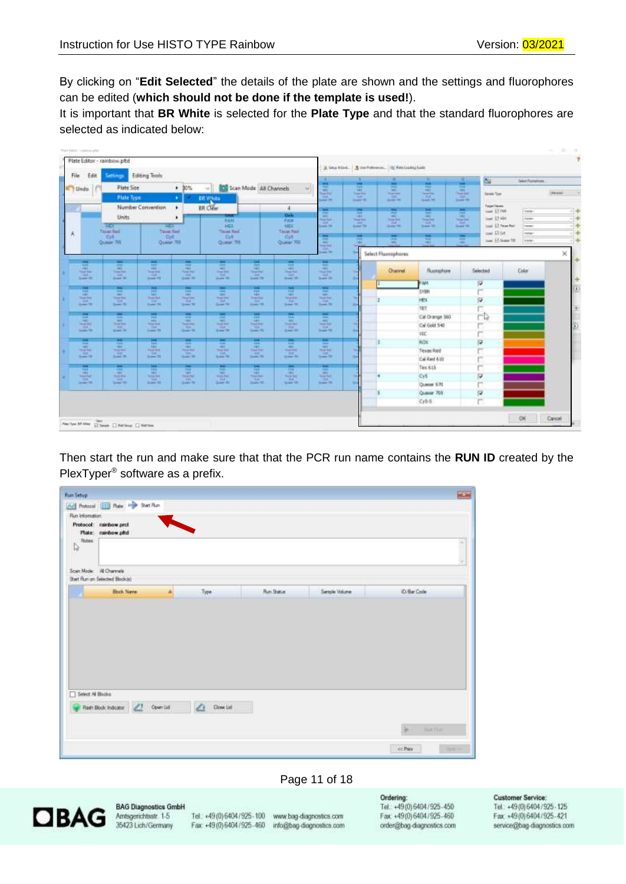By clicking on “**Edit Selected**” the details of the plate are shown and the settings and fluorophores can be edited (**which should not be done if the template is used!**).

It is important that **BR White** is selected for the **Plate Type** and that the standard fluorophores are selected as indicated below:

Then start the run and make sure that that the PCR run name contains the **RUN ID** created by the PlexTyper® software as a prefix.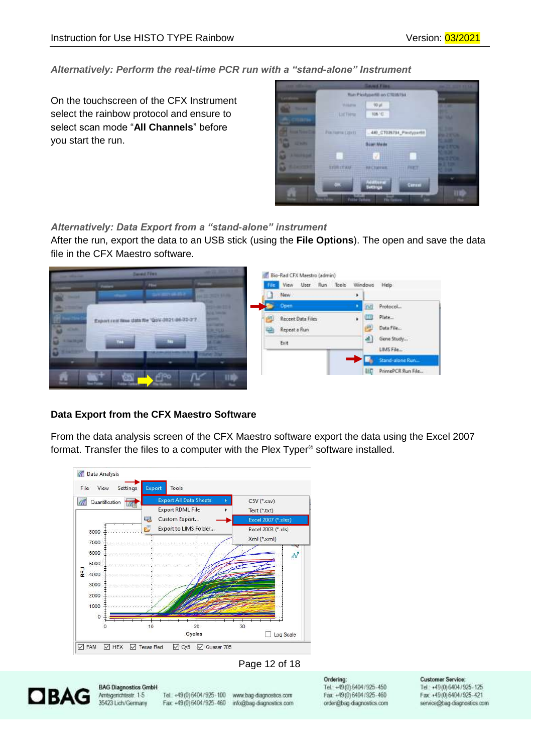*Alternatively: Perform the real-time PCR run with a “stand-alone” Instrument*

On the touchscreen of the CFX Instrument select the rainbow protocol and ensure to select scan mode “**All Channels**” before you start the run.

*Alternatively: Data Export from a “stand-alone” instrument*

After the run, export the data to an USB stick (using the **File Options**). The open and save the data file in the CFX Maestro software.

**Data Export from the CFX Maestro Software**

From the data analysis screen of the CFX Maestro software export the data using the Excel 2007 format. Transfer the files to a computer with the Plex Typer® software installed.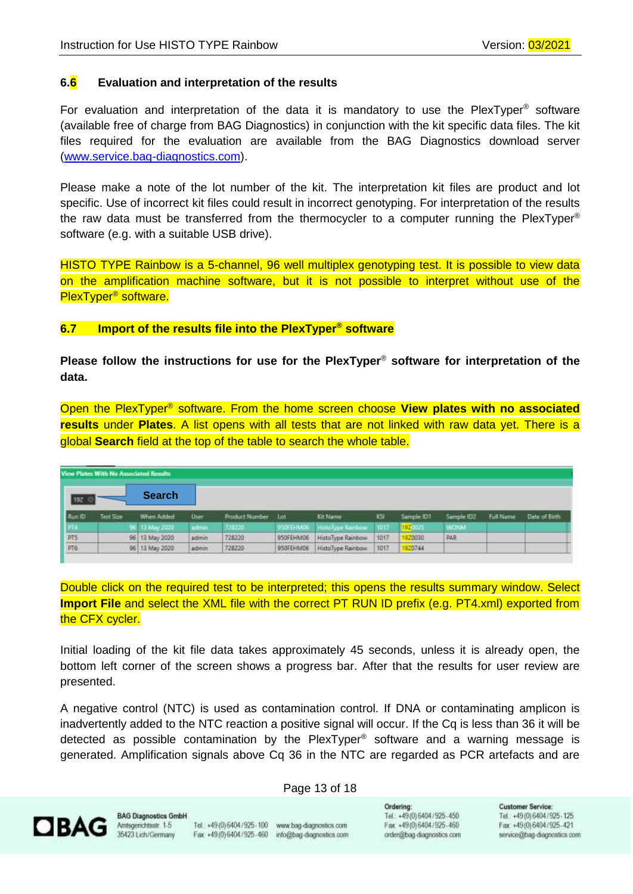## 6.6 Evaluation and interpretation of the results

For evaluation and interpretation of the data it is mandatory to use the PlexTyper® software (available free of charge from BAG Diagnostics) in conjunction with the kit specific data files. The kit files required for the evaluation are available from the BAG Diagnostics download server (www.service.bag-diagnostics.com).

Please make a note of the lot number of the kit. The interpretation kit files are product and lot specific. Use of incorrect kit files could result in incorrect genotyping. For interpretation of the results the raw data must be transferred from the thermocycler to a computer running the PlexTyper® software (e.g. with a suitable USB drive).

HISTO TYPE Rainbow is a 5-channel, 96 well multiplex genotyping test. It is possible to view data on the amplification machine software, but it is not possible to interpret without use of the PlexTyper® software.

## 6.7 Import of the results file into the PlexTyper® software

**Please follow the instructions for use for the PlexTyper® software for interpretation of the data.**

Open the PlexTyper® software. From the home screen choose **View plates with no associated results** under **Plates**. A list opens with all tests that are not linked with raw data yet. There is a global **Search** field at the top of the table to search the whole table.

View Plates With No Associated Results

192 | **Search**

| Run ID | Test Size | When Added | User | Product Number | Lot | Kit Name | KSI | Sample ID1 | Sample ID2 | Full Name | Date of Birth |
|---|---|---|---|---|---|---|---|---|---|---|---|
| PT4 | 96 | 13 May 2020 | admin | 728220 | 950FEHM06 | HistoType Rainbow | 1017 | 1920025 | WONM | | |
| PT5 | 96 | 13 May 2020 | admin | 728220 | 950FEHM06 | HistoType Rainbow | 1017 | 1920030 | PAR | | |
| PT6 | 96 | 13 May 2020 | admin | 728220 | 950FEHM06 | HistoType Rainbow | 1017 | 1920744 | | | |

Double click on the required test to be interpreted; this opens the results summary window. Select **Import File** and select the XML file with the correct PT RUN ID prefix (e.g. PT4.xml) exported from the CFX cycler.

Initial loading of the kit file data takes approximately 45 seconds, unless it is already open, the bottom left corner of the screen shows a progress bar. After that the results for user review are presented.

A negative control (NTC) is used as contamination control. If DNA or contaminating amplicon is inadvertently added to the NTC reaction a positive signal will occur. If the Cq is less than 36 it will be detected as possible contamination by the PlexTyper® software and a warning message is generated. Amplification signals above Cq 36 in the NTC are regarded as PCR artefacts and are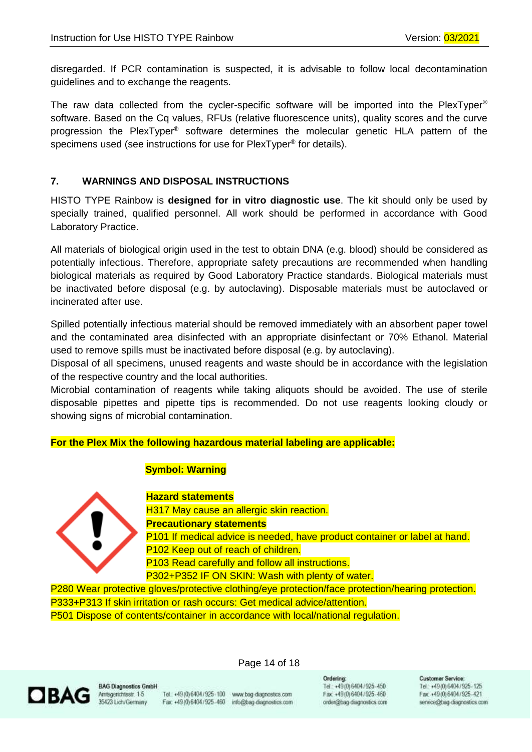disregarded. If PCR contamination is suspected, it is advisable to follow local decontamination guidelines and to exchange the reagents.

The raw data collected from the cycler-specific software will be imported into the PlexTyper® software. Based on the Cq values, RFUs (relative fluorescence units), quality scores and the curve progression the PlexTyper® software determines the molecular genetic HLA pattern of the specimens used (see instructions for use for PlexTyper® for details).

## 7. WARNINGS AND DISPOSAL INSTRUCTIONS

HISTO TYPE Rainbow is **designed for in vitro diagnostic use**. The kit should only be used by specially trained, qualified personnel. All work should be performed in accordance with Good Laboratory Practice.

All materials of biological origin used in the test to obtain DNA (e.g. blood) should be considered as potentially infectious. Therefore, appropriate safety precautions are recommended when handling biological materials as required by Good Laboratory Practice standards. Biological materials must be inactivated before disposal (e.g. by autoclaving). Disposable materials must be autoclaved or incinerated after use.

Spilled potentially infectious material should be removed immediately with an absorbent paper towel and the contaminated area disinfected with an appropriate disinfectant or 70% Ethanol. Material used to remove spills must be inactivated before disposal (e.g. by autoclaving).
Disposal of all specimens, unused reagents and waste should be in accordance with the legislation of the respective country and the local authorities.
Microbial contamination of reagents while taking aliquots should be avoided. The use of sterile disposable pipettes and pipette tips is recommended. Do not use reagents looking cloudy or showing signs of microbial contamination.

**For the Plex Mix the following hazardous material labeling are applicable:**

**Symbol: Warning**

**Hazard statements**
H317 May cause an allergic skin reaction.
**Precautionary statements**
P101 If medical advice is needed, have product container or label at hand.
P102 Keep out of reach of children.
P103 Read carefully and follow all instructions.
P302+P352 IF ON SKIN: Wash with plenty of water.
P280 Wear protective gloves/protective clothing/eye protection/face protection/hearing protection.
P333+P313 If skin irritation or rash occurs: Get medical advice/attention.
P501 Dispose of contents/container in accordance with local/national regulation.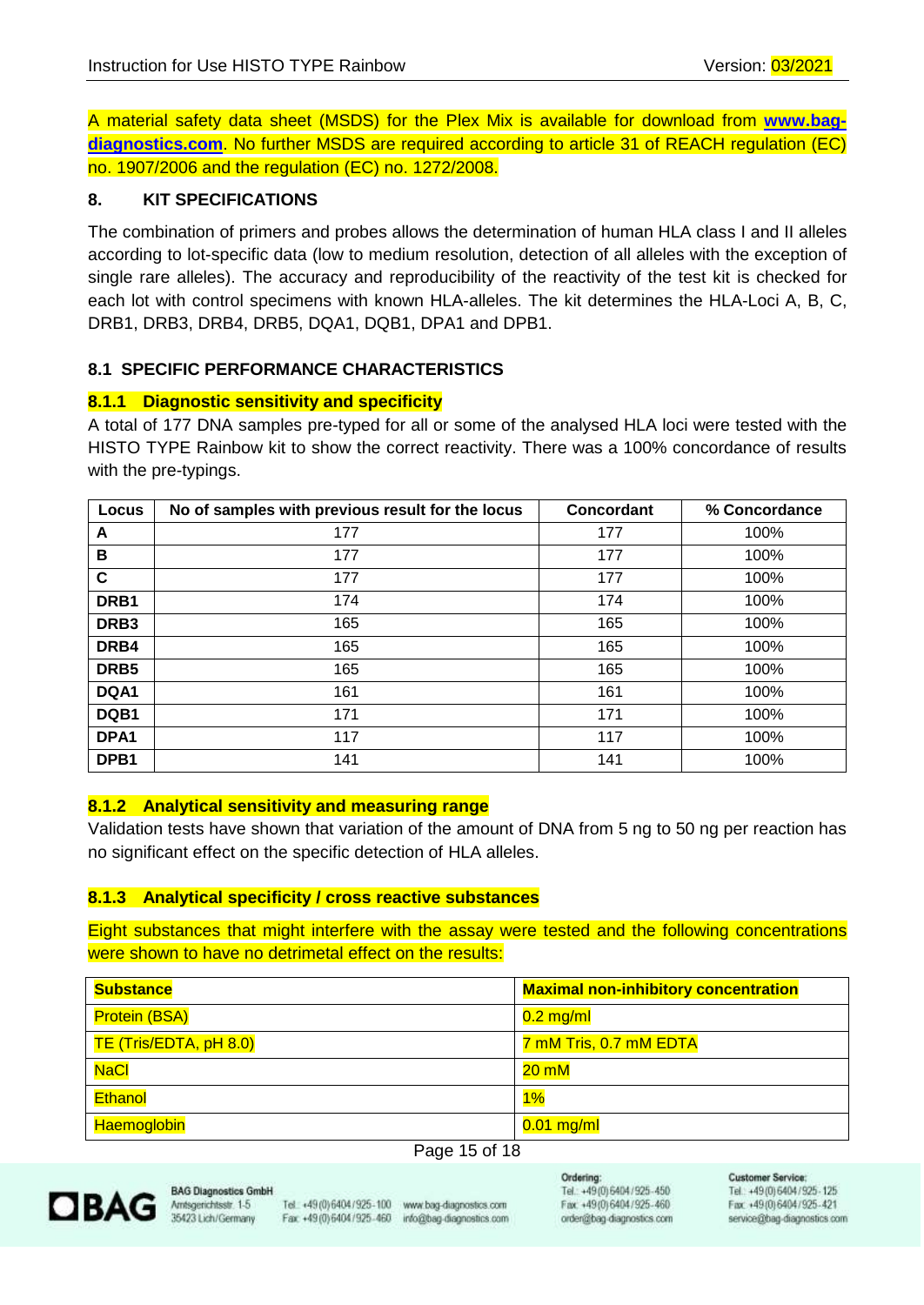A material safety data sheet (MSDS) for the Plex Mix is available for download from **www.bag-diagnostics.com**. No further MSDS are required according to article 31 of REACH regulation (EC) no. 1907/2006 and the regulation (EC) no. 1272/2008.

## 8. KIT SPECIFICATIONS

The combination of primers and probes allows the determination of human HLA class I and II alleles according to lot-specific data (low to medium resolution, detection of all alleles with the exception of single rare alleles). The accuracy and reproducibility of the reactivity of the test kit is checked for each lot with control specimens with known HLA-alleles. The kit determines the HLA-Loci A, B, C, DRB1, DRB3, DRB4, DRB5, DQA1, DQB1, DPA1 and DPB1.

### 8.1 SPECIFIC PERFORMANCE CHARACTERISTICS

#### 8.1.1 Diagnostic sensitivity and specificity

A total of 177 DNA samples pre-typed for all or some of the analysed HLA loci were tested with the HISTO TYPE Rainbow kit to show the correct reactivity. There was a 100% concordance of results with the pre-typings.

| Locus | No of samples with previous result for the locus | Concordant | % Concordance |
|---|---|---|---|
| **A** | 177 | 177 | 100% |
| **B** | 177 | 177 | 100% |
| **C** | 177 | 177 | 100% |
| **DRB1** | 174 | 174 | 100% |
| **DRB3** | 165 | 165 | 100% |
| **DRB4** | 165 | 165 | 100% |
| **DRB5** | 165 | 165 | 100% |
| **DQA1** | 161 | 161 | 100% |
| **DQB1** | 171 | 171 | 100% |
| **DPA1** | 117 | 117 | 100% |
| **DPB1** | 141 | 141 | 100% |

#### 8.1.2 Analytical sensitivity and measuring range

Validation tests have shown that variation of the amount of DNA from 5 ng to 50 ng per reaction has no significant effect on the specific detection of HLA alleles.

#### 8.1.3 Analytical specificity / cross reactive substances

Eight substances that might interfere with the assay were tested and the following concentrations were shown to have no detrimetal effect on the results:

| Substance | Maximal non-inhibitory concentration |
|---|---|
| Protein (BSA) | 0.2 mg/ml |
| TE (Tris/EDTA, pH 8.0) | 7 mM Tris, 0.7 mM EDTA |
| NaCl | 20 mM |
| Ethanol | 1% |
| Haemoglobin | 0.01 mg/ml |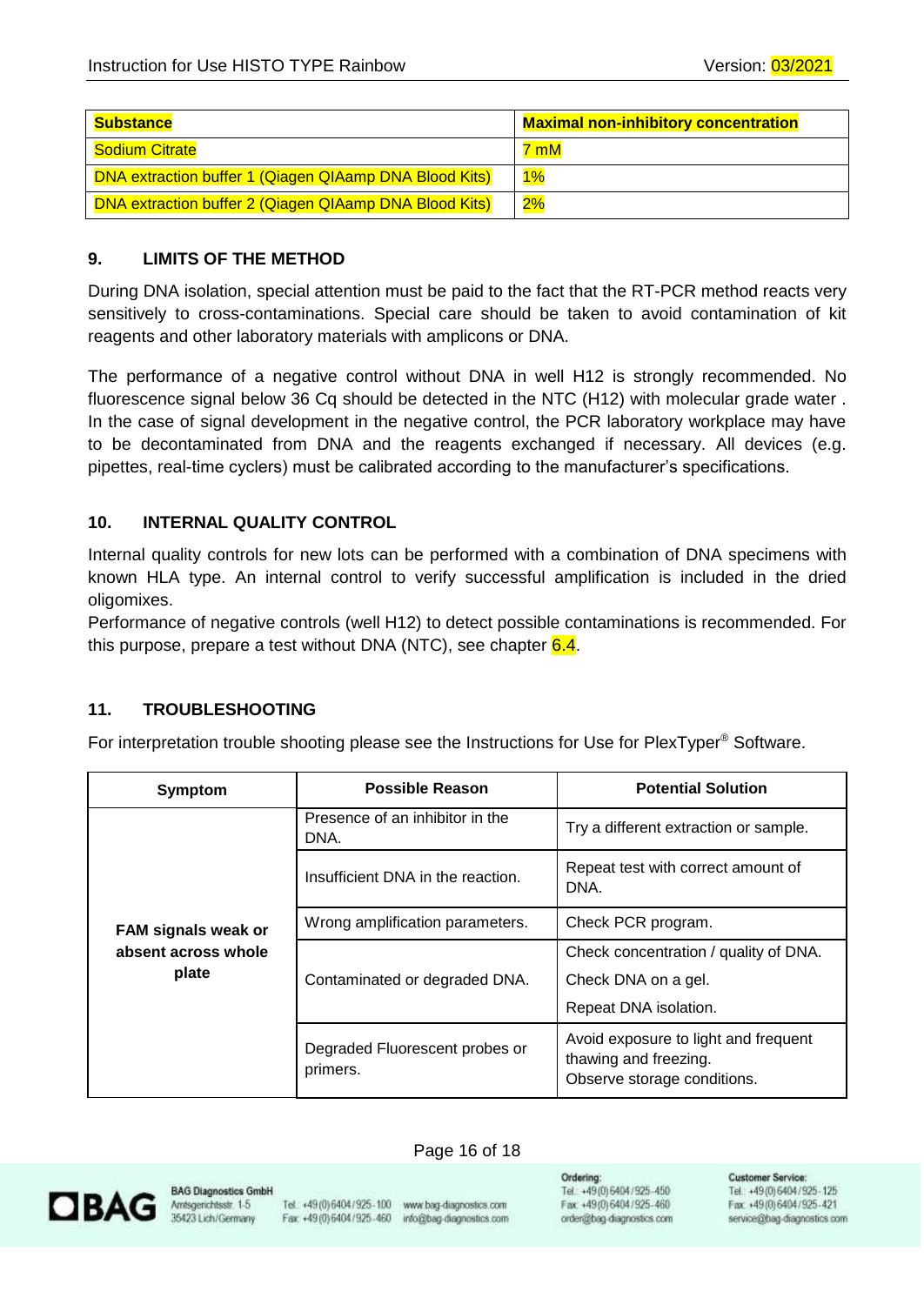| Substance | Maximal non-inhibitory concentration |
| --- | --- |
| Sodium Citrate | 7 mM |
| DNA extraction buffer 1 (Qiagen QIAamp DNA Blood Kits) | 1% |
| DNA extraction buffer 2 (Qiagen QIAamp DNA Blood Kits) | 2% |

## 9. LIMITS OF THE METHOD

During DNA isolation, special attention must be paid to the fact that the RT-PCR method reacts very sensitively to cross-contaminations. Special care should be taken to avoid contamination of kit reagents and other laboratory materials with amplicons or DNA.

The performance of a negative control without DNA in well H12 is strongly recommended. No fluorescence signal below 36 Cq should be detected in the NTC (H12) with molecular grade water . In the case of signal development in the negative control, the PCR laboratory workplace may have to be decontaminated from DNA and the reagents exchanged if necessary. All devices (e.g. pipettes, real-time cyclers) must be calibrated according to the manufacturer's specifications.

## 10. INTERNAL QUALITY CONTROL

Internal quality controls for new lots can be performed with a combination of DNA specimens with known HLA type. An internal control to verify successful amplification is included in the dried oligomixes.
Performance of negative controls (well H12) to detect possible contaminations is recommended. For this purpose, prepare a test without DNA (NTC), see chapter 6.4.

## 11. TROUBLESHOOTING

For interpretation trouble shooting please see the Instructions for Use for PlexTyper® Software.

| Symptom | Possible Reason | Potential Solution |
| --- | --- | --- |
| **FAM signals weak or absent across whole plate** | Presence of an inhibitor in the DNA. | Try a different extraction or sample. |
| | Insufficient DNA in the reaction. | Repeat test with correct amount of DNA. |
| | Wrong amplification parameters. | Check PCR program. |
| | Contaminated or degraded DNA. | Check concentration / quality of DNA.<br>Check DNA on a gel.<br>Repeat DNA isolation. |
| | Degraded Fluorescent probes or primers. | Avoid exposure to light and frequent thawing and freezing.<br>Observe storage conditions. |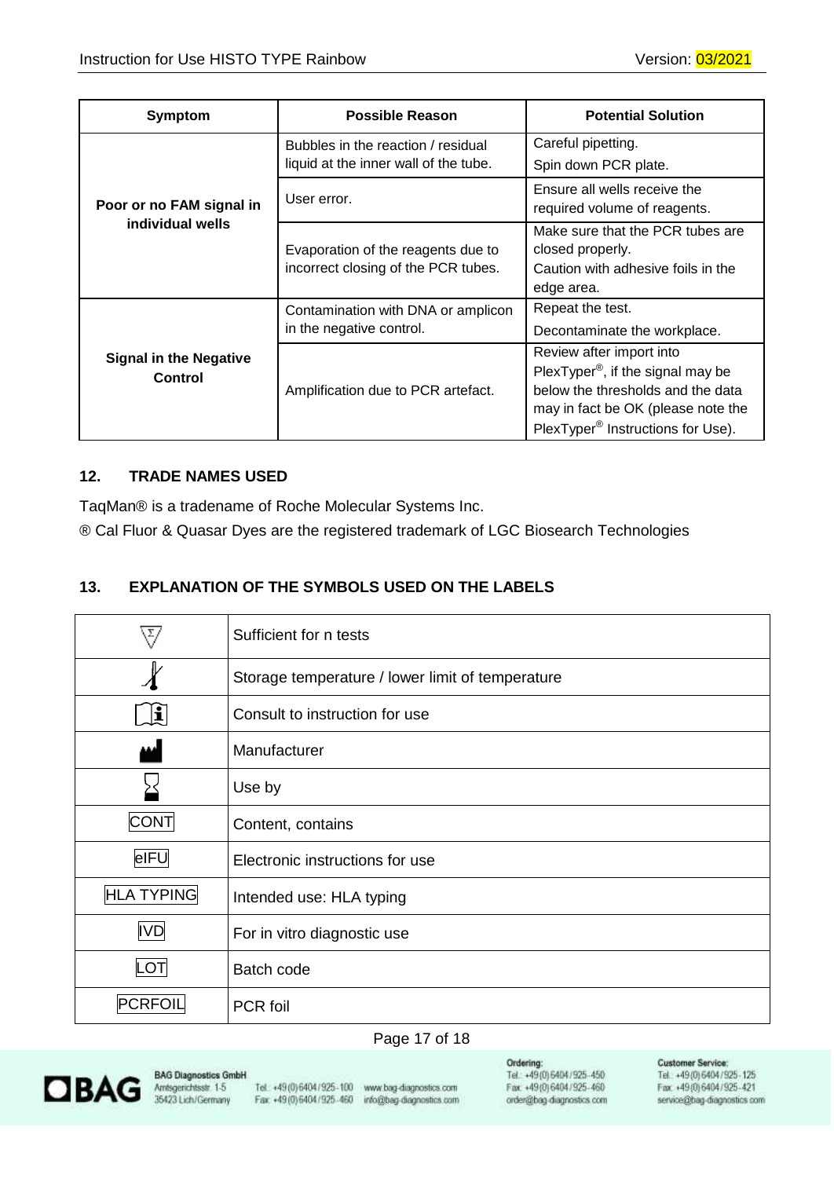| Symptom | Possible Reason | Potential Solution |
|---|---|---|
| **Poor or no FAM signal in individual wells** | Bubbles in the reaction / residual liquid at the inner wall of the tube. | Careful pipetting. Spin down PCR plate. |
| | User error. | Ensure all wells receive the required volume of reagents. |
| | Evaporation of the reagents due to incorrect closing of the PCR tubes. | Make sure that the PCR tubes are closed properly. Caution with adhesive foils in the edge area. |
| **Signal in the Negative Control** | Contamination with DNA or amplicon in the negative control. | Repeat the test. Decontaminate the workplace. |
| | Amplification due to PCR artefact. | Review after import into PlexTyper®, if the signal may be below the thresholds and the data may in fact be OK (please note the PlexTyper® Instructions for Use). |

## 12. TRADE NAMES USED

TaqMan® is a tradename of Roche Molecular Systems Inc.

® Cal Fluor & Quasar Dyes are the registered trademark of LGC Biosearch Technologies

## 13. EXPLANATION OF THE SYMBOLS USED ON THE LABELS

| Symbol | Explanation |
|---|---|
| Σ | Sufficient for n tests |
| (thermometer) | Storage temperature / lower limit of temperature |
| (i) | Consult to instruction for use |
| (factory) | Manufacturer |
| (hourglass) | Use by |
| CONT | Content, contains |
| eIFU | Electronic instructions for use |
| HLA TYPING | Intended use: HLA typing |
| IVD | For in vitro diagnostic use |
| LOT | Batch code |
| PCRFOIL | PCR foil |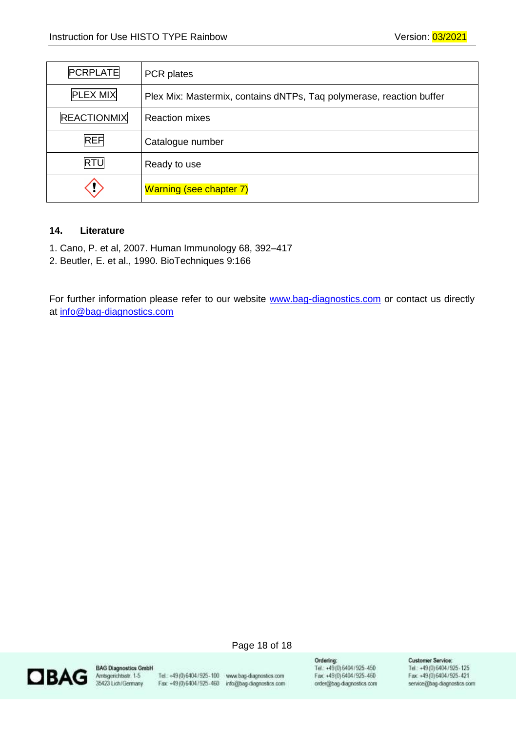| | |
|---|---|
| PCRPLATE | PCR plates |
| PLEX MIX | Plex Mix: Mastermix, contains dNTPs, Taq polymerase, reaction buffer |
| REACTIONMIX | Reaction mixes |
| REF | Catalogue number |
| RTU | Ready to use |
| ⚠ | Warning (see chapter 7) |

## 14. Literature

1. Cano, P. et al, 2007. Human Immunology 68, 392–417
2. Beutler, E. et al., 1990. BioTechniques 9:166

For further information please refer to our website www.bag-diagnostics.com or contact us directly at info@bag-diagnostics.com

BAG Diagnostics GmbH
Amtsgerichtsstr. 1-5
35423 Lich/Germany

Tel.: +49 (0) 6404 / 925 - 100
Fax: +49 (0) 6404 / 925 - 460

www.bag-diagnostics.com
info@bag-diagnostics.com

Ordering:
Tel.: +49 (0) 6404 / 925 - 450
Fax: +49 (0) 6404 / 925 - 460
order@bag-diagnostics.com

Customer Service:
Tel.: +49 (0) 6404 / 925 - 125
Fax: +49 (0) 6404 / 925 - 421
service@bag-diagnostics.com